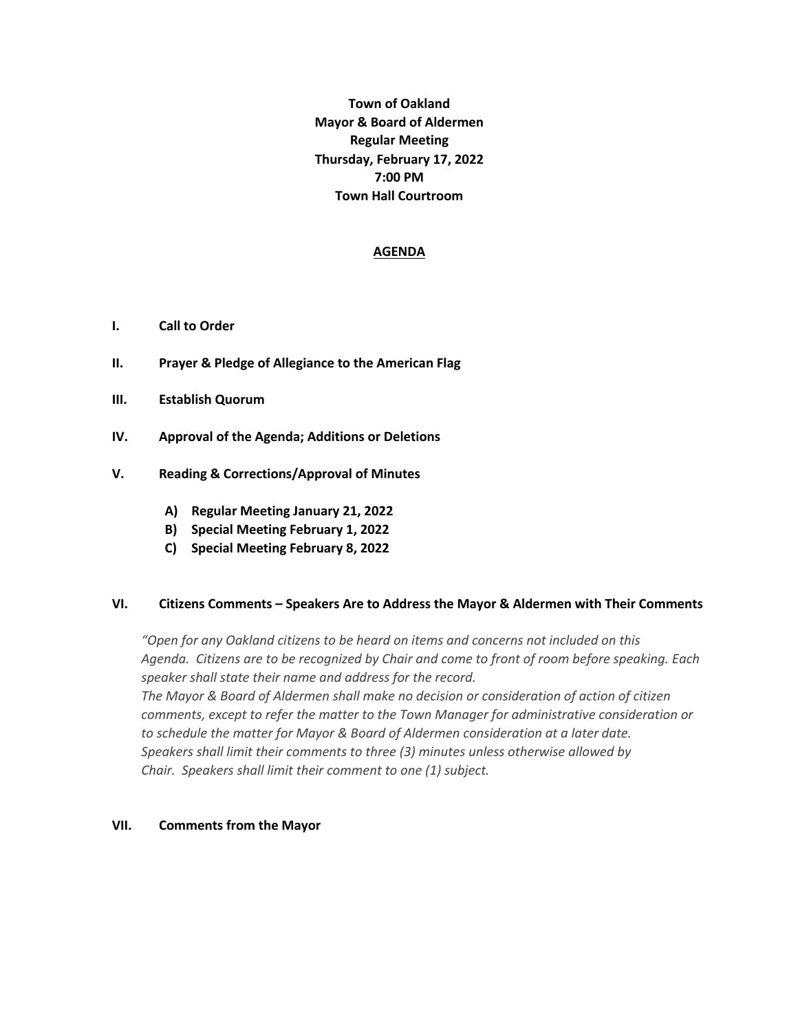**Town of Oakland**
**Mayor & Board of Aldermen**
**Regular Meeting**
**Thursday, February 17, 2022**
**7:00 PM**
**Town Hall Courtroom**

# AGENDA

**I. Call to Order**

**II. Prayer & Pledge of Allegiance to the American Flag**

**III. Establish Quorum**

**IV. Approval of the Agenda; Additions or Deletions**

**V. Reading & Corrections/Approval of Minutes**

- **A) Regular Meeting January 21, 2022**
- **B) Special Meeting February 1, 2022**
- **C) Special Meeting February 8, 2022**

**VI. Citizens Comments – Speakers Are to Address the Mayor & Aldermen with Their Comments**

*"Open for any Oakland citizens to be heard on items and concerns not included on this Agenda. Citizens are to be recognized by Chair and come to front of room before speaking. Each speaker shall state their name and address for the record.*
*The Mayor & Board of Aldermen shall make no decision or consideration of action of citizen comments, except to refer the matter to the Town Manager for administrative consideration or to schedule the matter for Mayor & Board of Aldermen consideration at a later date. Speakers shall limit their comments to three (3) minutes unless otherwise allowed by Chair. Speakers shall limit their comment to one (1) subject.*

**VII. Comments from the Mayor**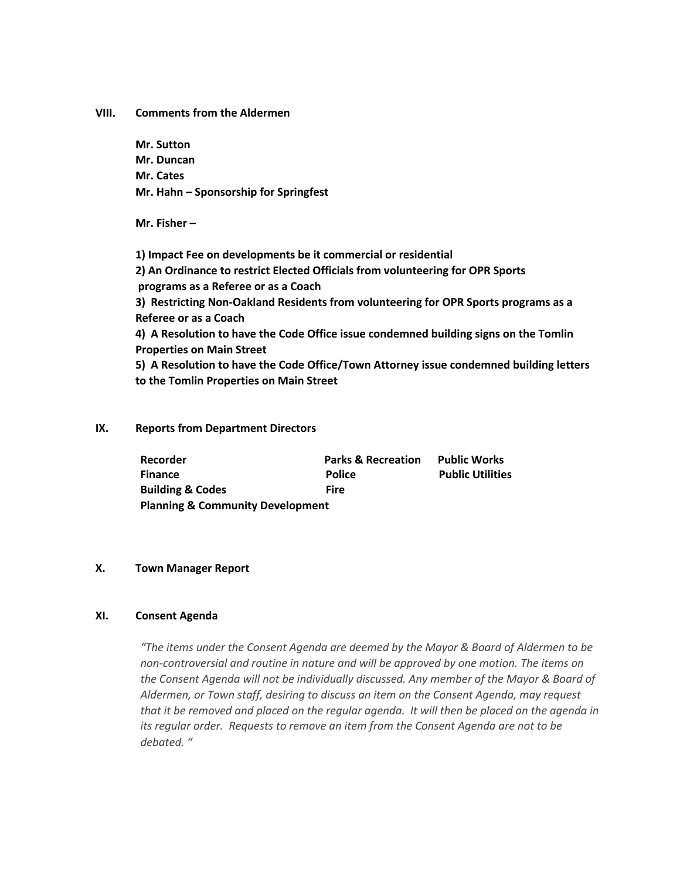## VIII. Comments from the Aldermen

**Mr. Sutton**
**Mr. Duncan**
**Mr. Cates**
**Mr. Hahn – Sponsorship for Springfest**

**Mr. Fisher –**

**1) Impact Fee on developments be it commercial or residential**
**2) An Ordinance to restrict Elected Officials from volunteering for OPR Sports programs as a Referee or as a Coach**
**3) Restricting Non-Oakland Residents from volunteering for OPR Sports programs as a Referee or as a Coach**
**4) A Resolution to have the Code Office issue condemned building signs on the Tomlin Properties on Main Street**
**5) A Resolution to have the Code Office/Town Attorney issue condemned building letters to the Tomlin Properties on Main Street**

## IX. Reports from Department Directors

| | | |
|---|---|---|
| **Recorder** | **Parks & Recreation** | **Public Works** |
| **Finance** | **Police** | **Public Utilities** |
| **Building & Codes** | **Fire** | |
| **Planning & Community Development** | | |

## X. Town Manager Report

## XI. Consent Agenda

*"The items under the Consent Agenda are deemed by the Mayor & Board of Aldermen to be non-controversial and routine in nature and will be approved by one motion. The items on the Consent Agenda will not be individually discussed. Any member of the Mayor & Board of Aldermen, or Town staff, desiring to discuss an item on the Consent Agenda, may request that it be removed and placed on the regular agenda. It will then be placed on the agenda in its regular order. Requests to remove an item from the Consent Agenda are not to be debated. "*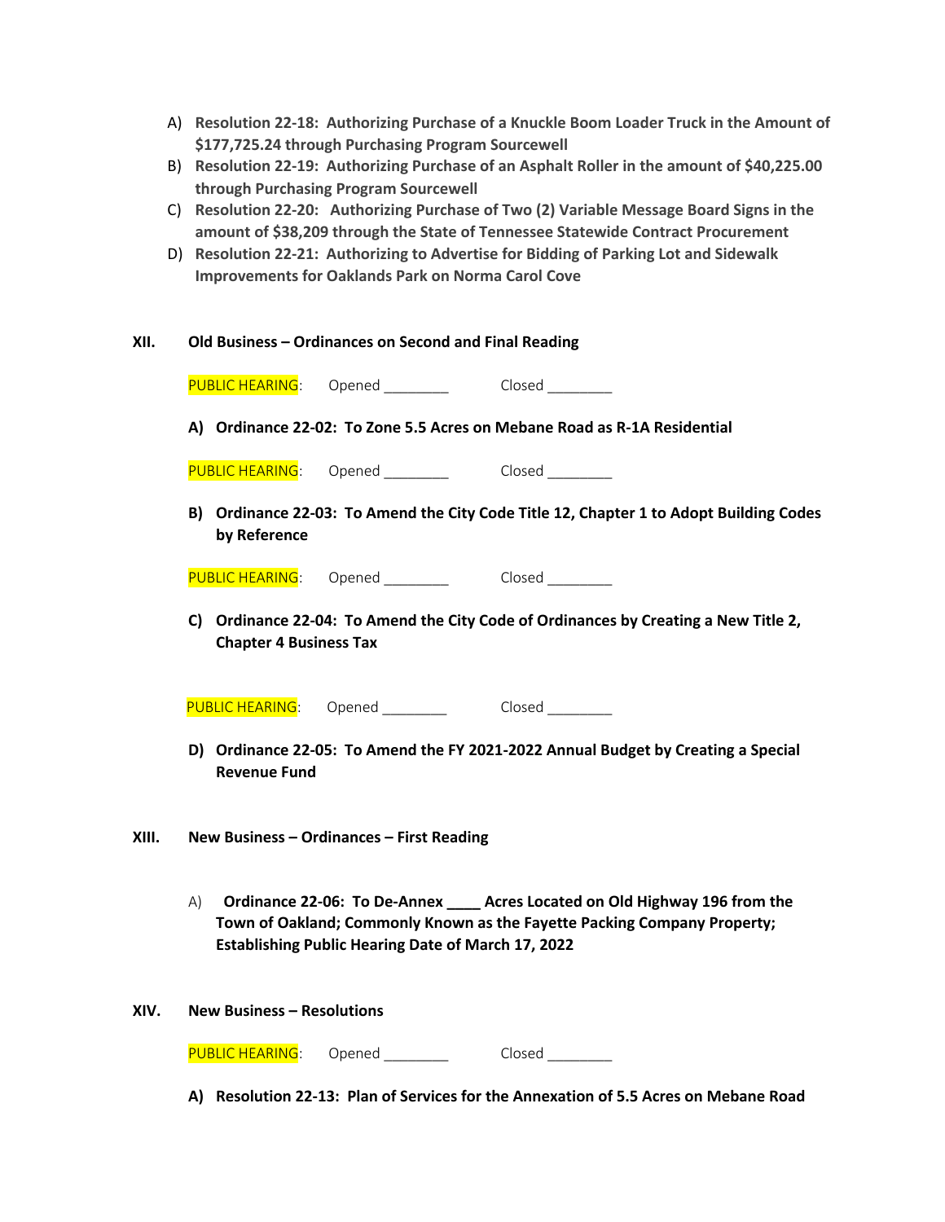A) **Resolution 22-18: Authorizing Purchase of a Knuckle Boom Loader Truck in the Amount of $177,725.24 through Purchasing Program Sourcewell**
B) **Resolution 22-19: Authorizing Purchase of an Asphalt Roller in the amount of $40,225.00 through Purchasing Program Sourcewell**
C) **Resolution 22-20: Authorizing Purchase of Two (2) Variable Message Board Signs in the amount of $38,209 through the State of Tennessee Statewide Contract Procurement**
D) **Resolution 22-21: Authorizing to Advertise for Bidding of Parking Lot and Sidewalk Improvements for Oaklands Park on Norma Carol Cove**

## XII. Old Business – Ordinances on Second and Final Reading

PUBLIC HEARING: Opened ________ Closed ________

**A) Ordinance 22-02: To Zone 5.5 Acres on Mebane Road as R-1A Residential**

PUBLIC HEARING: Opened ________ Closed ________

**B) Ordinance 22-03: To Amend the City Code Title 12, Chapter 1 to Adopt Building Codes by Reference**

PUBLIC HEARING: Opened ________ Closed ________

**C) Ordinance 22-04: To Amend the City Code of Ordinances by Creating a New Title 2, Chapter 4 Business Tax**

PUBLIC HEARING: Opened ________ Closed ________

**D) Ordinance 22-05: To Amend the FY 2021-2022 Annual Budget by Creating a Special Revenue Fund**

## XIII. New Business – Ordinances – First Reading

A) **Ordinance 22-06: To De-Annex ____ Acres Located on Old Highway 196 from the Town of Oakland; Commonly Known as the Fayette Packing Company Property; Establishing Public Hearing Date of March 17, 2022**

## XIV. New Business – Resolutions

PUBLIC HEARING: Opened ________ Closed ________

**A) Resolution 22-13: Plan of Services for the Annexation of 5.5 Acres on Mebane Road**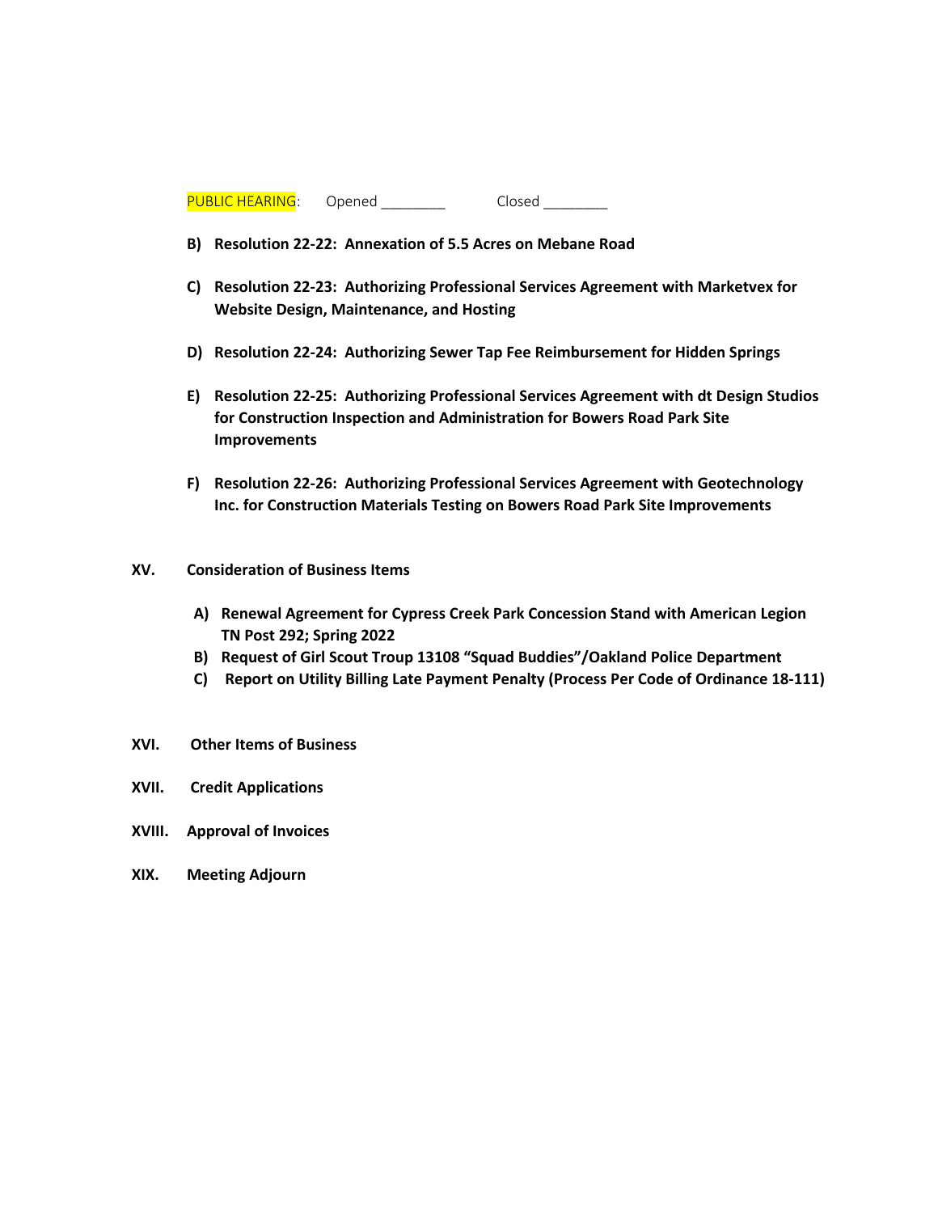PUBLIC HEARING: Opened ________ Closed ________

**B) Resolution 22-22: Annexation of 5.5 Acres on Mebane Road**

**C) Resolution 22-23: Authorizing Professional Services Agreement with Marketvex for Website Design, Maintenance, and Hosting**

**D) Resolution 22-24: Authorizing Sewer Tap Fee Reimbursement for Hidden Springs**

**E) Resolution 22-25: Authorizing Professional Services Agreement with dt Design Studios for Construction Inspection and Administration for Bowers Road Park Site Improvements**

**F) Resolution 22-26: Authorizing Professional Services Agreement with Geotechnology Inc. for Construction Materials Testing on Bowers Road Park Site Improvements**

**XV. Consideration of Business Items**

**A) Renewal Agreement for Cypress Creek Park Concession Stand with American Legion TN Post 292; Spring 2022**
**B) Request of Girl Scout Troup 13108 "Squad Buddies"/Oakland Police Department**
**C) Report on Utility Billing Late Payment Penalty (Process Per Code of Ordinance 18-111)**

**XVI. Other Items of Business**

**XVII. Credit Applications**

**XVIII. Approval of Invoices**

**XIX. Meeting Adjourn**